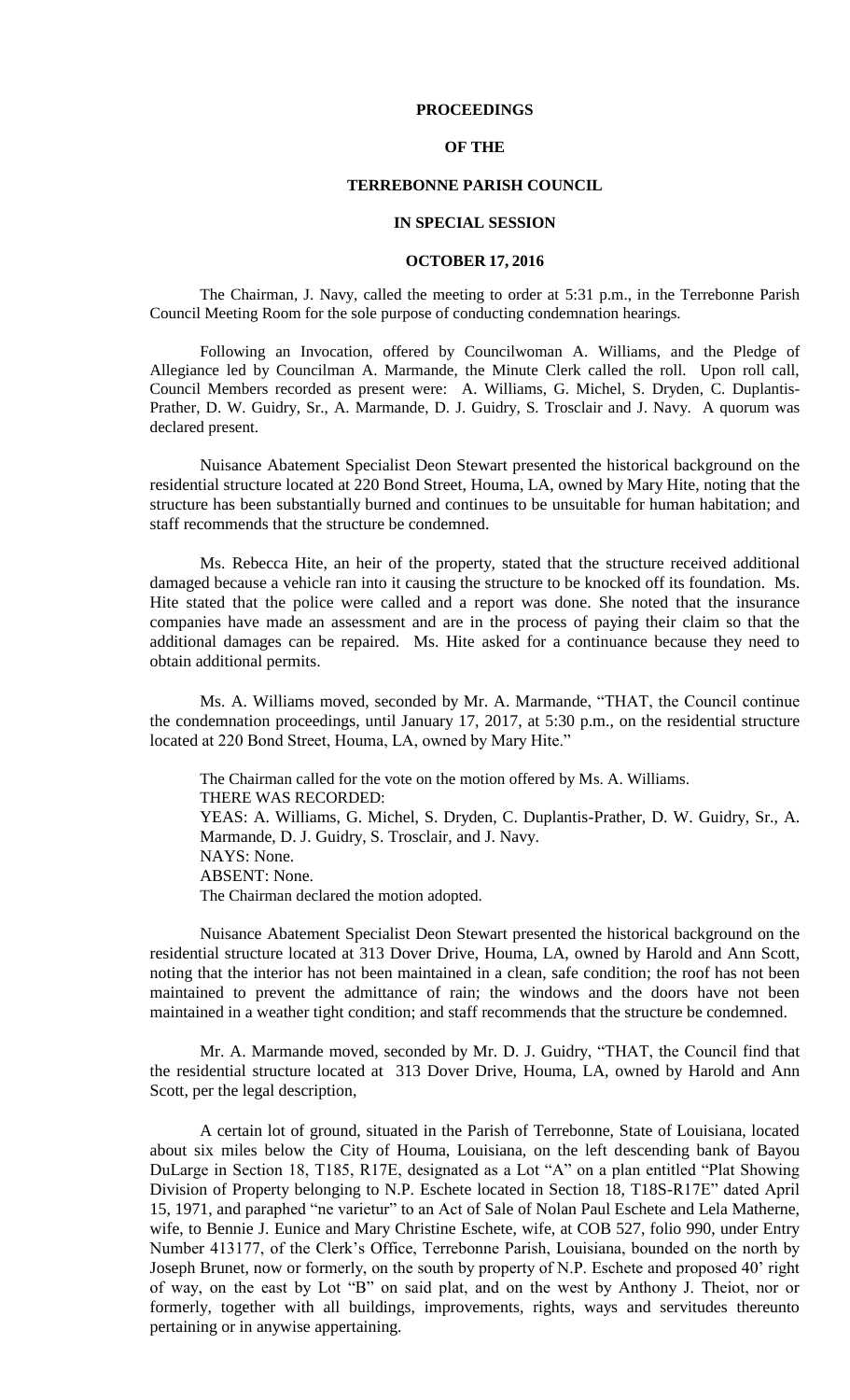# PROCEEDINGS

# OF THE

# TERREBONNE PARISH COUNCIL

# IN SPECIAL SESSION

# OCTOBER 17, 2016

The Chairman, J. Navy, called the meeting to order at 5:31 p.m., in the Terrebonne Parish Council Meeting Room for the sole purpose of conducting condemnation hearings.

Following an Invocation, offered by Councilwoman A. Williams, and the Pledge of Allegiance led by Councilman A. Marmande, the Minute Clerk called the roll. Upon roll call, Council Members recorded as present were: A. Williams, G. Michel, S. Dryden, C. Duplantis-Prather, D. W. Guidry, Sr., A. Marmande, D. J. Guidry, S. Trosclair and J. Navy. A quorum was declared present.

Nuisance Abatement Specialist Deon Stewart presented the historical background on the residential structure located at 220 Bond Street, Houma, LA, owned by Mary Hite, noting that the structure has been substantially burned and continues to be unsuitable for human habitation; and staff recommends that the structure be condemned.

Ms. Rebecca Hite, an heir of the property, stated that the structure received additional damaged because a vehicle ran into it causing the structure to be knocked off its foundation. Ms. Hite stated that the police were called and a report was done. She noted that the insurance companies have made an assessment and are in the process of paying their claim so that the additional damages can be repaired. Ms. Hite asked for a continuance because they need to obtain additional permits.

Ms. A. Williams moved, seconded by Mr. A. Marmande, "THAT, the Council continue the condemnation proceedings, until January 17, 2017, at 5:30 p.m., on the residential structure located at 220 Bond Street, Houma, LA, owned by Mary Hite."

The Chairman called for the vote on the motion offered by Ms. A. Williams.
THERE WAS RECORDED:
YEAS: A. Williams, G. Michel, S. Dryden, C. Duplantis-Prather, D. W. Guidry, Sr., A. Marmande, D. J. Guidry, S. Trosclair, and J. Navy.
NAYS: None.
ABSENT: None.
The Chairman declared the motion adopted.

Nuisance Abatement Specialist Deon Stewart presented the historical background on the residential structure located at 313 Dover Drive, Houma, LA, owned by Harold and Ann Scott, noting that the interior has not been maintained in a clean, safe condition; the roof has not been maintained to prevent the admittance of rain; the windows and the doors have not been maintained in a weather tight condition; and staff recommends that the structure be condemned.

Mr. A. Marmande moved, seconded by Mr. D. J. Guidry, "THAT, the Council find that the residential structure located at 313 Dover Drive, Houma, LA, owned by Harold and Ann Scott, per the legal description,

A certain lot of ground, situated in the Parish of Terrebonne, State of Louisiana, located about six miles below the City of Houma, Louisiana, on the left descending bank of Bayou DuLarge in Section 18, T185, R17E, designated as a Lot "A" on a plan entitled "Plat Showing Division of Property belonging to N.P. Eschete located in Section 18, T18S-R17E" dated April 15, 1971, and paraphed "ne varietur" to an Act of Sale of Nolan Paul Eschete and Lela Matherne, wife, to Bennie J. Eunice and Mary Christine Eschete, wife, at COB 527, folio 990, under Entry Number 413177, of the Clerk's Office, Terrebonne Parish, Louisiana, bounded on the north by Joseph Brunet, now or formerly, on the south by property of N.P. Eschete and proposed 40' right of way, on the east by Lot "B" on said plat, and on the west by Anthony J. Theiot, nor or formerly, together with all buildings, improvements, rights, ways and servitudes thereunto pertaining or in anywise appertaining.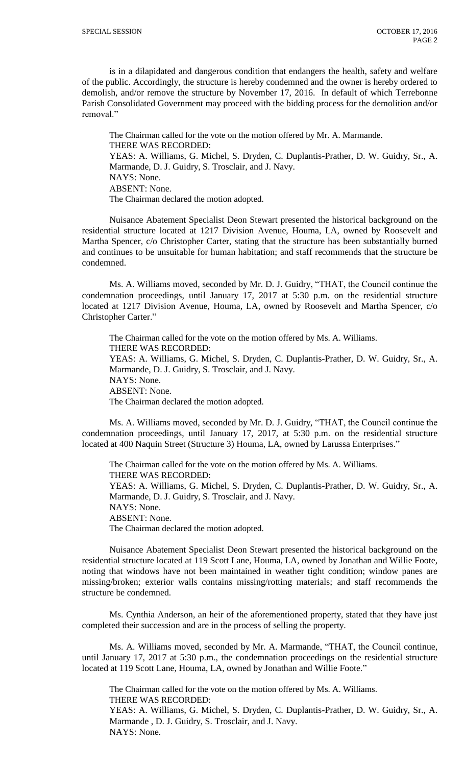is in a dilapidated and dangerous condition that endangers the health, safety and welfare of the public. Accordingly, the structure is hereby condemned and the owner is hereby ordered to demolish, and/or remove the structure by November 17, 2016. In default of which Terrebonne Parish Consolidated Government may proceed with the bidding process for the demolition and/or removal."

The Chairman called for the vote on the motion offered by Mr. A. Marmande.
THERE WAS RECORDED:
YEAS: A. Williams, G. Michel, S. Dryden, C. Duplantis-Prather, D. W. Guidry, Sr., A. Marmande, D. J. Guidry, S. Trosclair, and J. Navy.
NAYS: None.
ABSENT: None.
The Chairman declared the motion adopted.

Nuisance Abatement Specialist Deon Stewart presented the historical background on the residential structure located at 1217 Division Avenue, Houma, LA, owned by Roosevelt and Martha Spencer, c/o Christopher Carter, stating that the structure has been substantially burned and continues to be unsuitable for human habitation; and staff recommends that the structure be condemned.

Ms. A. Williams moved, seconded by Mr. D. J. Guidry, "THAT, the Council continue the condemnation proceedings, until January 17, 2017 at 5:30 p.m. on the residential structure located at 1217 Division Avenue, Houma, LA, owned by Roosevelt and Martha Spencer, c/o Christopher Carter."

The Chairman called for the vote on the motion offered by Ms. A. Williams.
THERE WAS RECORDED:
YEAS: A. Williams, G. Michel, S. Dryden, C. Duplantis-Prather, D. W. Guidry, Sr., A. Marmande, D. J. Guidry, S. Trosclair, and J. Navy.
NAYS: None.
ABSENT: None.
The Chairman declared the motion adopted.

Ms. A. Williams moved, seconded by Mr. D. J. Guidry, "THAT, the Council continue the condemnation proceedings, until January 17, 2017, at 5:30 p.m. on the residential structure located at 400 Naquin Street (Structure 3) Houma, LA, owned by Larussa Enterprises."

The Chairman called for the vote on the motion offered by Ms. A. Williams.
THERE WAS RECORDED:
YEAS: A. Williams, G. Michel, S. Dryden, C. Duplantis-Prather, D. W. Guidry, Sr., A. Marmande, D. J. Guidry, S. Trosclair, and J. Navy.
NAYS: None.
ABSENT: None.
The Chairman declared the motion adopted.

Nuisance Abatement Specialist Deon Stewart presented the historical background on the residential structure located at 119 Scott Lane, Houma, LA, owned by Jonathan and Willie Foote, noting that windows have not been maintained in weather tight condition; window panes are missing/broken; exterior walls contains missing/rotting materials; and staff recommends the structure be condemned.

Ms. Cynthia Anderson, an heir of the aforementioned property, stated that they have just completed their succession and are in the process of selling the property.

Ms. A. Williams moved, seconded by Mr. A. Marmande, "THAT, the Council continue, until January 17, 2017 at 5:30 p.m., the condemnation proceedings on the residential structure located at 119 Scott Lane, Houma, LA, owned by Jonathan and Willie Foote."

The Chairman called for the vote on the motion offered by Ms. A. Williams.
THERE WAS RECORDED:
YEAS: A. Williams, G. Michel, S. Dryden, C. Duplantis-Prather, D. W. Guidry, Sr., A. Marmande , D. J. Guidry, S. Trosclair, and J. Navy.
NAYS: None.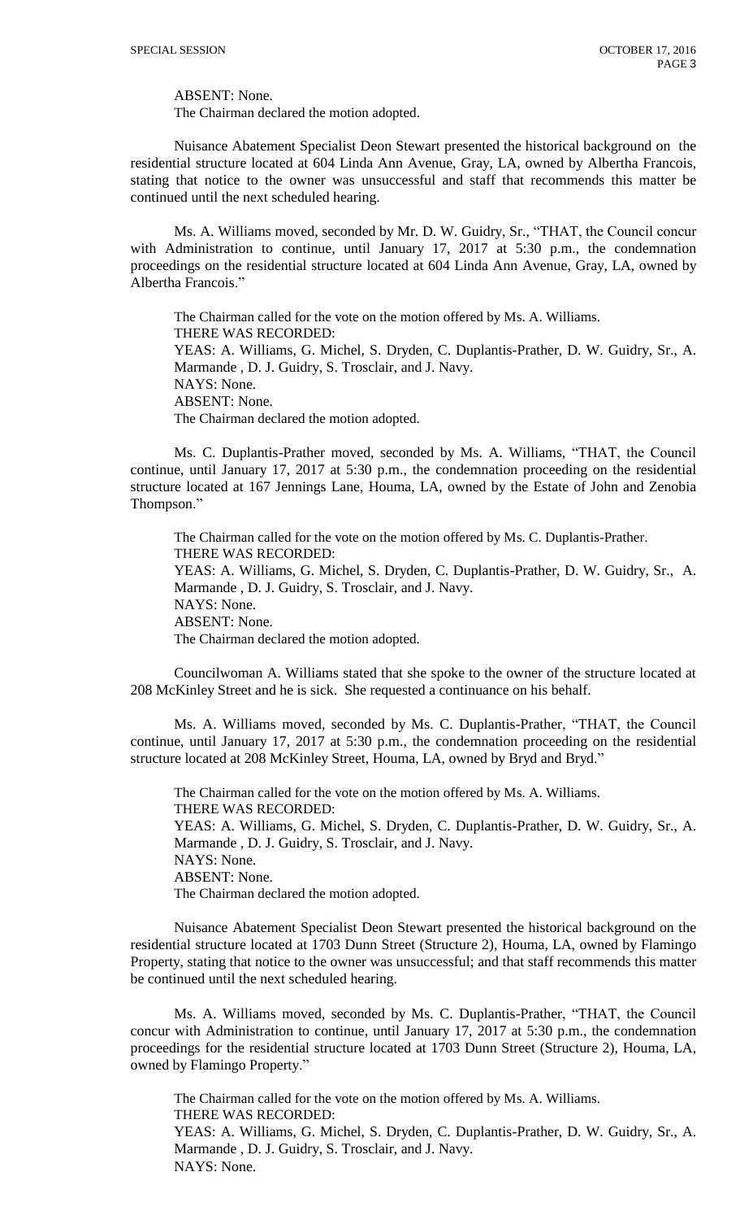ABSENT: None.
The Chairman declared the motion adopted.

Nuisance Abatement Specialist Deon Stewart presented the historical background on the residential structure located at 604 Linda Ann Avenue, Gray, LA, owned by Albertha Francois, stating that notice to the owner was unsuccessful and staff that recommends this matter be continued until the next scheduled hearing.

Ms. A. Williams moved, seconded by Mr. D. W. Guidry, Sr., "THAT, the Council concur with Administration to continue, until January 17, 2017 at 5:30 p.m., the condemnation proceedings on the residential structure located at 604 Linda Ann Avenue, Gray, LA, owned by Albertha Francois."

The Chairman called for the vote on the motion offered by Ms. A. Williams.
THERE WAS RECORDED:
YEAS: A. Williams, G. Michel, S. Dryden, C. Duplantis-Prather, D. W. Guidry, Sr., A. Marmande , D. J. Guidry, S. Trosclair, and J. Navy.
NAYS: None.
ABSENT: None.
The Chairman declared the motion adopted.

Ms. C. Duplantis-Prather moved, seconded by Ms. A. Williams, "THAT, the Council continue, until January 17, 2017 at 5:30 p.m., the condemnation proceeding on the residential structure located at 167 Jennings Lane, Houma, LA, owned by the Estate of John and Zenobia Thompson."

The Chairman called for the vote on the motion offered by Ms. C. Duplantis-Prather.
THERE WAS RECORDED:
YEAS: A. Williams, G. Michel, S. Dryden, C. Duplantis-Prather, D. W. Guidry, Sr., A. Marmande , D. J. Guidry, S. Trosclair, and J. Navy.
NAYS: None.
ABSENT: None.
The Chairman declared the motion adopted.

Councilwoman A. Williams stated that she spoke to the owner of the structure located at 208 McKinley Street and he is sick. She requested a continuance on his behalf.

Ms. A. Williams moved, seconded by Ms. C. Duplantis-Prather, "THAT, the Council continue, until January 17, 2017 at 5:30 p.m., the condemnation proceeding on the residential structure located at 208 McKinley Street, Houma, LA, owned by Bryd and Bryd."

The Chairman called for the vote on the motion offered by Ms. A. Williams.
THERE WAS RECORDED:
YEAS: A. Williams, G. Michel, S. Dryden, C. Duplantis-Prather, D. W. Guidry, Sr., A. Marmande , D. J. Guidry, S. Trosclair, and J. Navy.
NAYS: None.
ABSENT: None.
The Chairman declared the motion adopted.

Nuisance Abatement Specialist Deon Stewart presented the historical background on the residential structure located at 1703 Dunn Street (Structure 2), Houma, LA, owned by Flamingo Property, stating that notice to the owner was unsuccessful; and that staff recommends this matter be continued until the next scheduled hearing.

Ms. A. Williams moved, seconded by Ms. C. Duplantis-Prather, "THAT, the Council concur with Administration to continue, until January 17, 2017 at 5:30 p.m., the condemnation proceedings for the residential structure located at 1703 Dunn Street (Structure 2), Houma, LA, owned by Flamingo Property."

The Chairman called for the vote on the motion offered by Ms. A. Williams.
THERE WAS RECORDED:
YEAS: A. Williams, G. Michel, S. Dryden, C. Duplantis-Prather, D. W. Guidry, Sr., A. Marmande , D. J. Guidry, S. Trosclair, and J. Navy.
NAYS: None.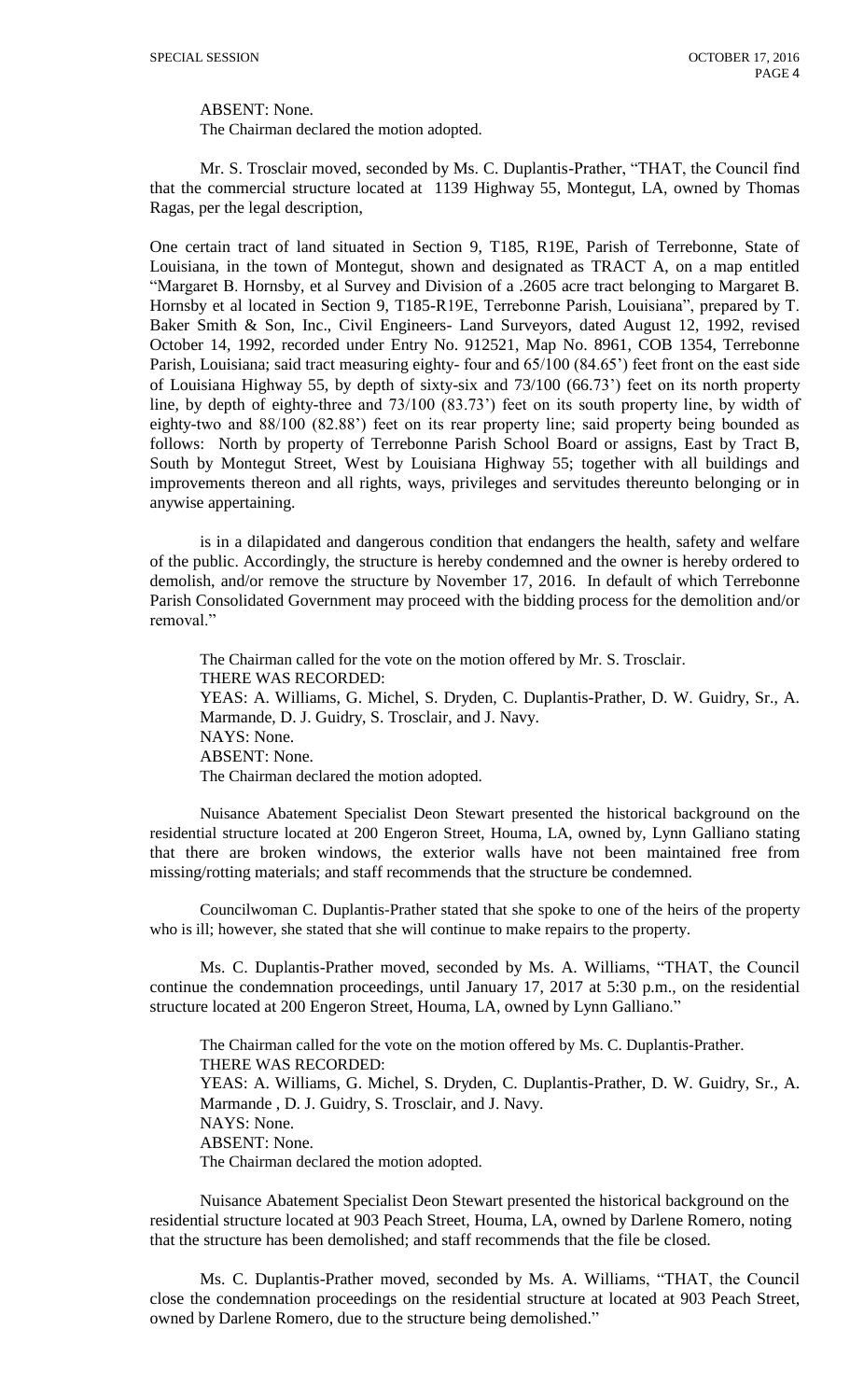ABSENT: None.
The Chairman declared the motion adopted.

Mr. S. Trosclair moved, seconded by Ms. C. Duplantis-Prather, "THAT, the Council find that the commercial structure located at 1139 Highway 55, Montegut, LA, owned by Thomas Ragas, per the legal description,

One certain tract of land situated in Section 9, T185, R19E, Parish of Terrebonne, State of Louisiana, in the town of Montegut, shown and designated as TRACT A, on a map entitled "Margaret B. Hornsby, et al Survey and Division of a .2605 acre tract belonging to Margaret B. Hornsby et al located in Section 9, T185-R19E, Terrebonne Parish, Louisiana", prepared by T. Baker Smith & Son, Inc., Civil Engineers- Land Surveyors, dated August 12, 1992, revised October 14, 1992, recorded under Entry No. 912521, Map No. 8961, COB 1354, Terrebonne Parish, Louisiana; said tract measuring eighty- four and 65/100 (84.65') feet front on the east side of Louisiana Highway 55, by depth of sixty-six and 73/100 (66.73') feet on its north property line, by depth of eighty-three and 73/100 (83.73') feet on its south property line, by width of eighty-two and 88/100 (82.88') feet on its rear property line; said property being bounded as follows: North by property of Terrebonne Parish School Board or assigns, East by Tract B, South by Montegut Street, West by Louisiana Highway 55; together with all buildings and improvements thereon and all rights, ways, privileges and servitudes thereunto belonging or in anywise appertaining.

is in a dilapidated and dangerous condition that endangers the health, safety and welfare of the public. Accordingly, the structure is hereby condemned and the owner is hereby ordered to demolish, and/or remove the structure by November 17, 2016. In default of which Terrebonne Parish Consolidated Government may proceed with the bidding process for the demolition and/or removal."

The Chairman called for the vote on the motion offered by Mr. S. Trosclair.
THERE WAS RECORDED:
YEAS: A. Williams, G. Michel, S. Dryden, C. Duplantis-Prather, D. W. Guidry, Sr., A. Marmande, D. J. Guidry, S. Trosclair, and J. Navy.
NAYS: None.
ABSENT: None.
The Chairman declared the motion adopted.

Nuisance Abatement Specialist Deon Stewart presented the historical background on the residential structure located at 200 Engeron Street, Houma, LA, owned by, Lynn Galliano stating that there are broken windows, the exterior walls have not been maintained free from missing/rotting materials; and staff recommends that the structure be condemned.

Councilwoman C. Duplantis-Prather stated that she spoke to one of the heirs of the property who is ill; however, she stated that she will continue to make repairs to the property.

Ms. C. Duplantis-Prather moved, seconded by Ms. A. Williams, "THAT, the Council continue the condemnation proceedings, until January 17, 2017 at 5:30 p.m., on the residential structure located at 200 Engeron Street, Houma, LA, owned by Lynn Galliano."

The Chairman called for the vote on the motion offered by Ms. C. Duplantis-Prather.
THERE WAS RECORDED:
YEAS: A. Williams, G. Michel, S. Dryden, C. Duplantis-Prather, D. W. Guidry, Sr., A. Marmande , D. J. Guidry, S. Trosclair, and J. Navy.
NAYS: None.
ABSENT: None.
The Chairman declared the motion adopted.

Nuisance Abatement Specialist Deon Stewart presented the historical background on the residential structure located at 903 Peach Street, Houma, LA, owned by Darlene Romero, noting that the structure has been demolished; and staff recommends that the file be closed.

Ms. C. Duplantis-Prather moved, seconded by Ms. A. Williams, "THAT, the Council close the condemnation proceedings on the residential structure at located at 903 Peach Street, owned by Darlene Romero, due to the structure being demolished."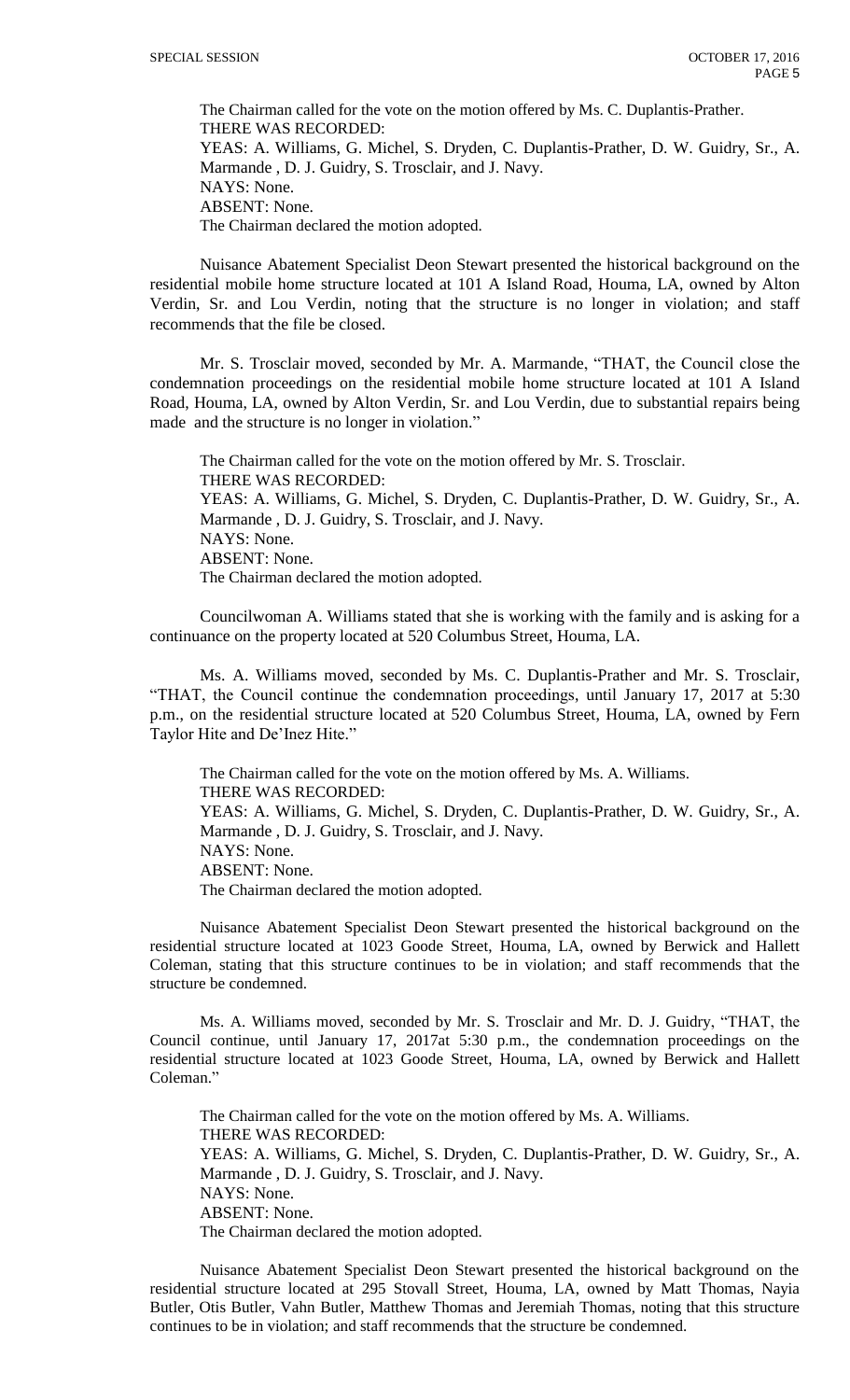The Chairman called for the vote on the motion offered by Ms. C. Duplantis-Prather.
THERE WAS RECORDED:
YEAS: A. Williams, G. Michel, S. Dryden, C. Duplantis-Prather, D. W. Guidry, Sr., A. Marmande , D. J. Guidry, S. Trosclair, and J. Navy.
NAYS: None.
ABSENT: None.
The Chairman declared the motion adopted.

Nuisance Abatement Specialist Deon Stewart presented the historical background on the residential mobile home structure located at 101 A Island Road, Houma, LA, owned by Alton Verdin, Sr. and Lou Verdin, noting that the structure is no longer in violation; and staff recommends that the file be closed.

Mr. S. Trosclair moved, seconded by Mr. A. Marmande, "THAT, the Council close the condemnation proceedings on the residential mobile home structure located at 101 A Island Road, Houma, LA, owned by Alton Verdin, Sr. and Lou Verdin, due to substantial repairs being made and the structure is no longer in violation."

The Chairman called for the vote on the motion offered by Mr. S. Trosclair.
THERE WAS RECORDED:
YEAS: A. Williams, G. Michel, S. Dryden, C. Duplantis-Prather, D. W. Guidry, Sr., A. Marmande , D. J. Guidry, S. Trosclair, and J. Navy.
NAYS: None.
ABSENT: None.
The Chairman declared the motion adopted.

Councilwoman A. Williams stated that she is working with the family and is asking for a continuance on the property located at 520 Columbus Street, Houma, LA.

Ms. A. Williams moved, seconded by Ms. C. Duplantis-Prather and Mr. S. Trosclair, "THAT, the Council continue the condemnation proceedings, until January 17, 2017 at 5:30 p.m., on the residential structure located at 520 Columbus Street, Houma, LA, owned by Fern Taylor Hite and De'Inez Hite."

The Chairman called for the vote on the motion offered by Ms. A. Williams.
THERE WAS RECORDED:
YEAS: A. Williams, G. Michel, S. Dryden, C. Duplantis-Prather, D. W. Guidry, Sr., A. Marmande , D. J. Guidry, S. Trosclair, and J. Navy.
NAYS: None.
ABSENT: None.
The Chairman declared the motion adopted.

Nuisance Abatement Specialist Deon Stewart presented the historical background on the residential structure located at 1023 Goode Street, Houma, LA, owned by Berwick and Hallett Coleman, stating that this structure continues to be in violation; and staff recommends that the structure be condemned.

Ms. A. Williams moved, seconded by Mr. S. Trosclair and Mr. D. J. Guidry, "THAT, the Council continue, until January 17, 2017at 5:30 p.m., the condemnation proceedings on the residential structure located at 1023 Goode Street, Houma, LA, owned by Berwick and Hallett Coleman."

The Chairman called for the vote on the motion offered by Ms. A. Williams.
THERE WAS RECORDED:
YEAS: A. Williams, G. Michel, S. Dryden, C. Duplantis-Prather, D. W. Guidry, Sr., A. Marmande , D. J. Guidry, S. Trosclair, and J. Navy.
NAYS: None.
ABSENT: None.
The Chairman declared the motion adopted.

Nuisance Abatement Specialist Deon Stewart presented the historical background on the residential structure located at 295 Stovall Street, Houma, LA, owned by Matt Thomas, Nayia Butler, Otis Butler, Vahn Butler, Matthew Thomas and Jeremiah Thomas, noting that this structure continues to be in violation; and staff recommends that the structure be condemned.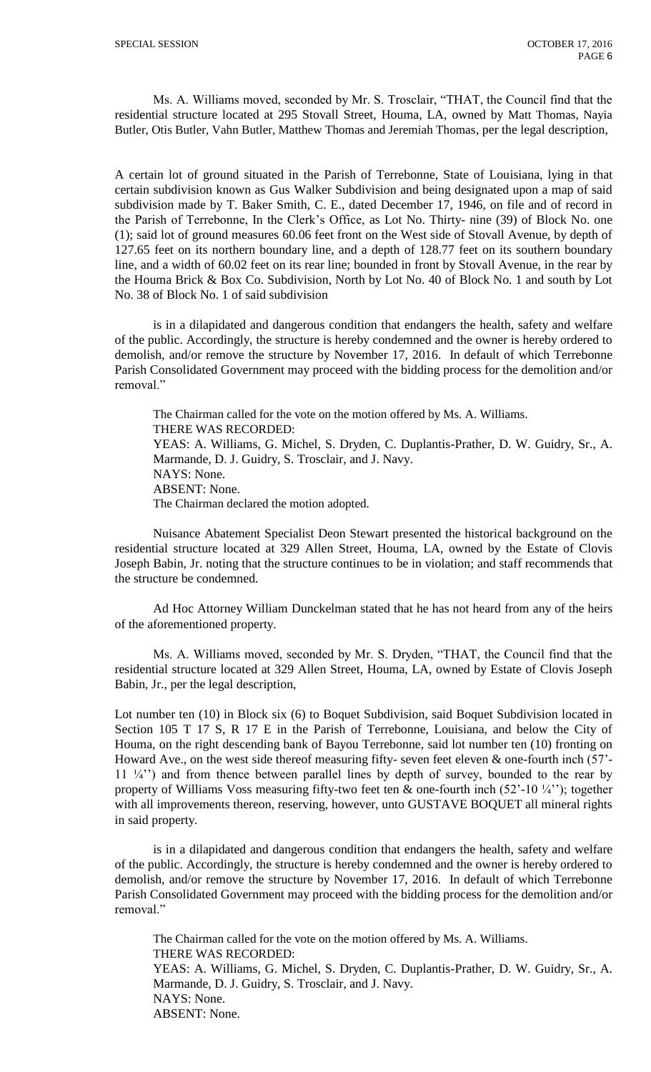Ms. A. Williams moved, seconded by Mr. S. Trosclair, "THAT, the Council find that the residential structure located at 295 Stovall Street, Houma, LA, owned by Matt Thomas, Nayia Butler, Otis Butler, Vahn Butler, Matthew Thomas and Jeremiah Thomas, per the legal description,

A certain lot of ground situated in the Parish of Terrebonne, State of Louisiana, lying in that certain subdivision known as Gus Walker Subdivision and being designated upon a map of said subdivision made by T. Baker Smith, C. E., dated December 17, 1946, on file and of record in the Parish of Terrebonne, In the Clerk's Office, as Lot No. Thirty- nine (39) of Block No. one (1); said lot of ground measures 60.06 feet front on the West side of Stovall Avenue, by depth of 127.65 feet on its northern boundary line, and a depth of 128.77 feet on its southern boundary line, and a width of 60.02 feet on its rear line; bounded in front by Stovall Avenue, in the rear by the Houma Brick & Box Co. Subdivision, North by Lot No. 40 of Block No. 1 and south by Lot No. 38 of Block No. 1 of said subdivision

is in a dilapidated and dangerous condition that endangers the health, safety and welfare of the public. Accordingly, the structure is hereby condemned and the owner is hereby ordered to demolish, and/or remove the structure by November 17, 2016. In default of which Terrebonne Parish Consolidated Government may proceed with the bidding process for the demolition and/or removal."

The Chairman called for the vote on the motion offered by Ms. A. Williams.
THERE WAS RECORDED:
YEAS: A. Williams, G. Michel, S. Dryden, C. Duplantis-Prather, D. W. Guidry, Sr., A. Marmande, D. J. Guidry, S. Trosclair, and J. Navy.
NAYS: None.
ABSENT: None.
The Chairman declared the motion adopted.

Nuisance Abatement Specialist Deon Stewart presented the historical background on the residential structure located at 329 Allen Street, Houma, LA, owned by the Estate of Clovis Joseph Babin, Jr. noting that the structure continues to be in violation; and staff recommends that the structure be condemned.

Ad Hoc Attorney William Dunckelman stated that he has not heard from any of the heirs of the aforementioned property.

Ms. A. Williams moved, seconded by Mr. S. Dryden, "THAT, the Council find that the residential structure located at 329 Allen Street, Houma, LA, owned by Estate of Clovis Joseph Babin, Jr., per the legal description,

Lot number ten (10) in Block six (6) to Boquet Subdivision, said Boquet Subdivision located in Section 105 T 17 S, R 17 E in the Parish of Terrebonne, Louisiana, and below the City of Houma, on the right descending bank of Bayou Terrebonne, said lot number ten (10) fronting on Howard Ave., on the west side thereof measuring fifty- seven feet eleven & one-fourth inch (57'-11 ¼'') and from thence between parallel lines by depth of survey, bounded to the rear by property of Williams Voss measuring fifty-two feet ten & one-fourth inch (52'-10 ¼''); together with all improvements thereon, reserving, however, unto GUSTAVE BOQUET all mineral rights in said property.

is in a dilapidated and dangerous condition that endangers the health, safety and welfare of the public. Accordingly, the structure is hereby condemned and the owner is hereby ordered to demolish, and/or remove the structure by November 17, 2016. In default of which Terrebonne Parish Consolidated Government may proceed with the bidding process for the demolition and/or removal."

The Chairman called for the vote on the motion offered by Ms. A. Williams.
THERE WAS RECORDED:
YEAS: A. Williams, G. Michel, S. Dryden, C. Duplantis-Prather, D. W. Guidry, Sr., A. Marmande, D. J. Guidry, S. Trosclair, and J. Navy.
NAYS: None.
ABSENT: None.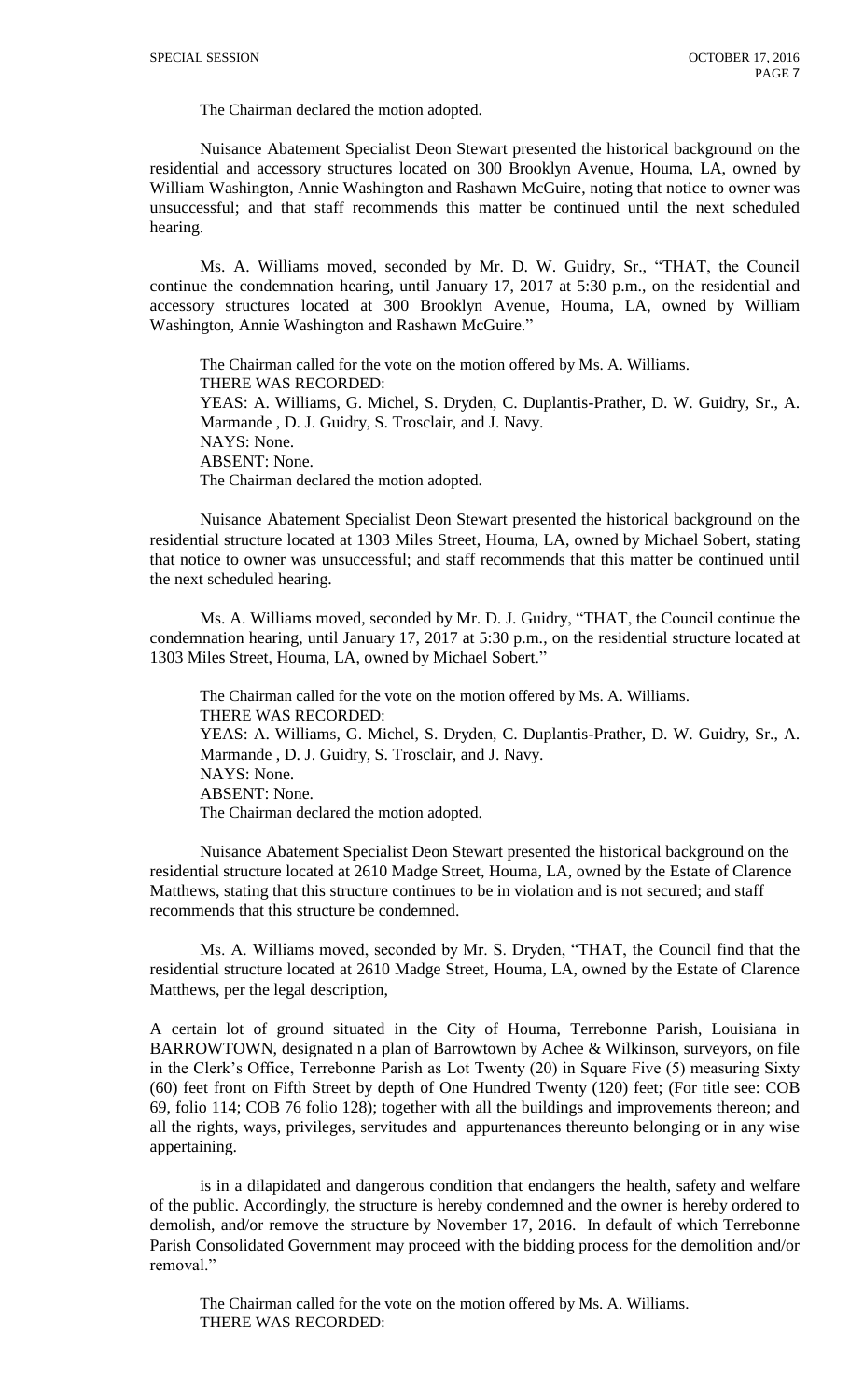The Chairman declared the motion adopted.

Nuisance Abatement Specialist Deon Stewart presented the historical background on the residential and accessory structures located on 300 Brooklyn Avenue, Houma, LA, owned by William Washington, Annie Washington and Rashawn McGuire, noting that notice to owner was unsuccessful; and that staff recommends this matter be continued until the next scheduled hearing.

Ms. A. Williams moved, seconded by Mr. D. W. Guidry, Sr., "THAT, the Council continue the condemnation hearing, until January 17, 2017 at 5:30 p.m., on the residential and accessory structures located at 300 Brooklyn Avenue, Houma, LA, owned by William Washington, Annie Washington and Rashawn McGuire."

The Chairman called for the vote on the motion offered by Ms. A. Williams.
THERE WAS RECORDED:
YEAS: A. Williams, G. Michel, S. Dryden, C. Duplantis-Prather, D. W. Guidry, Sr., A. Marmande , D. J. Guidry, S. Trosclair, and J. Navy.
NAYS: None.
ABSENT: None.
The Chairman declared the motion adopted.

Nuisance Abatement Specialist Deon Stewart presented the historical background on the residential structure located at 1303 Miles Street, Houma, LA, owned by Michael Sobert, stating that notice to owner was unsuccessful; and staff recommends that this matter be continued until the next scheduled hearing.

Ms. A. Williams moved, seconded by Mr. D. J. Guidry, "THAT, the Council continue the condemnation hearing, until January 17, 2017 at 5:30 p.m., on the residential structure located at 1303 Miles Street, Houma, LA, owned by Michael Sobert."

The Chairman called for the vote on the motion offered by Ms. A. Williams.
THERE WAS RECORDED:
YEAS: A. Williams, G. Michel, S. Dryden, C. Duplantis-Prather, D. W. Guidry, Sr., A. Marmande , D. J. Guidry, S. Trosclair, and J. Navy.
NAYS: None.
ABSENT: None.
The Chairman declared the motion adopted.

Nuisance Abatement Specialist Deon Stewart presented the historical background on the residential structure located at 2610 Madge Street, Houma, LA, owned by the Estate of Clarence Matthews, stating that this structure continues to be in violation and is not secured; and staff recommends that this structure be condemned.

Ms. A. Williams moved, seconded by Mr. S. Dryden, "THAT, the Council find that the residential structure located at 2610 Madge Street, Houma, LA, owned by the Estate of Clarence Matthews, per the legal description,

A certain lot of ground situated in the City of Houma, Terrebonne Parish, Louisiana in BARROWTOWN, designated n a plan of Barrowtown by Achee & Wilkinson, surveyors, on file in the Clerk's Office, Terrebonne Parish as Lot Twenty (20) in Square Five (5) measuring Sixty (60) feet front on Fifth Street by depth of One Hundred Twenty (120) feet; (For title see: COB 69, folio 114; COB 76 folio 128); together with all the buildings and improvements thereon; and all the rights, ways, privileges, servitudes and appurtenances thereunto belonging or in any wise appertaining.

is in a dilapidated and dangerous condition that endangers the health, safety and welfare of the public. Accordingly, the structure is hereby condemned and the owner is hereby ordered to demolish, and/or remove the structure by November 17, 2016. In default of which Terrebonne Parish Consolidated Government may proceed with the bidding process for the demolition and/or removal."

The Chairman called for the vote on the motion offered by Ms. A. Williams.
THERE WAS RECORDED: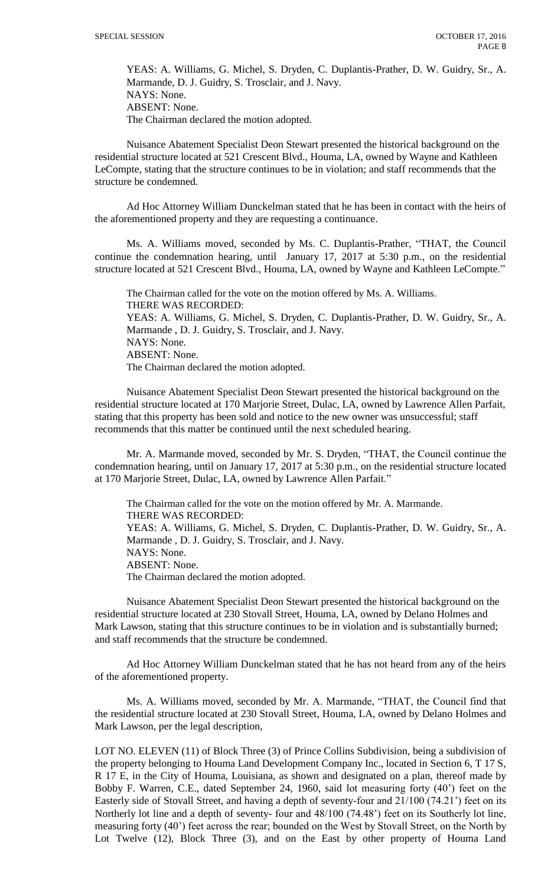YEAS: A. Williams, G. Michel, S. Dryden, C. Duplantis-Prather, D. W. Guidry, Sr., A. Marmande, D. J. Guidry, S. Trosclair, and J. Navy.
NAYS: None.
ABSENT: None.
The Chairman declared the motion adopted.

Nuisance Abatement Specialist Deon Stewart presented the historical background on the residential structure located at 521 Crescent Blvd., Houma, LA, owned by Wayne and Kathleen LeCompte, stating that the structure continues to be in violation; and staff recommends that the structure be condemned.

Ad Hoc Attorney William Dunckelman stated that he has been in contact with the heirs of the aforementioned property and they are requesting a continuance.

Ms. A. Williams moved, seconded by Ms. C. Duplantis-Prather, "THAT, the Council continue the condemnation hearing, until January 17, 2017 at 5:30 p.m., on the residential structure located at 521 Crescent Blvd., Houma, LA, owned by Wayne and Kathleen LeCompte."

The Chairman called for the vote on the motion offered by Ms. A. Williams.
THERE WAS RECORDED:
YEAS: A. Williams, G. Michel, S. Dryden, C. Duplantis-Prather, D. W. Guidry, Sr., A. Marmande , D. J. Guidry, S. Trosclair, and J. Navy.
NAYS: None.
ABSENT: None.
The Chairman declared the motion adopted.

Nuisance Abatement Specialist Deon Stewart presented the historical background on the residential structure located at 170 Marjorie Street, Dulac, LA, owned by Lawrence Allen Parfait, stating that this property has been sold and notice to the new owner was unsuccessful; staff recommends that this matter be continued until the next scheduled hearing.

Mr. A. Marmande moved, seconded by Mr. S. Dryden, "THAT, the Council continue the condemnation hearing, until on January 17, 2017 at 5:30 p.m., on the residential structure located at 170 Marjorie Street, Dulac, LA, owned by Lawrence Allen Parfait."

The Chairman called for the vote on the motion offered by Mr. A. Marmande.
THERE WAS RECORDED:
YEAS: A. Williams, G. Michel, S. Dryden, C. Duplantis-Prather, D. W. Guidry, Sr., A. Marmande , D. J. Guidry, S. Trosclair, and J. Navy.
NAYS: None.
ABSENT: None.
The Chairman declared the motion adopted.

Nuisance Abatement Specialist Deon Stewart presented the historical background on the residential structure located at 230 Stovall Street, Houma, LA, owned by Delano Holmes and Mark Lawson, stating that this structure continues to be in violation and is substantially burned; and staff recommends that the structure be condemned.

Ad Hoc Attorney William Dunckelman stated that he has not heard from any of the heirs of the aforementioned property.

Ms. A. Williams moved, seconded by Mr. A. Marmande, "THAT, the Council find that the residential structure located at 230 Stovall Street, Houma, LA, owned by Delano Holmes and Mark Lawson, per the legal description,

LOT NO. ELEVEN (11) of Block Three (3) of Prince Collins Subdivision, being a subdivision of the property belonging to Houma Land Development Company Inc., located in Section 6, T 17 S, R 17 E, in the City of Houma, Louisiana, as shown and designated on a plan, thereof made by Bobby F. Warren, C.E., dated September 24, 1960, said lot measuring forty (40') feet on the Easterly side of Stovall Street, and having a depth of seventy-four and 21/100 (74.21') feet on its Northerly lot line and a depth of seventy- four and 48/100 (74.48') feet on its Southerly lot line, measuring forty (40') feet across the rear; bounded on the West by Stovall Street, on the North by Lot Twelve (12), Block Three (3), and on the East by other property of Houma Land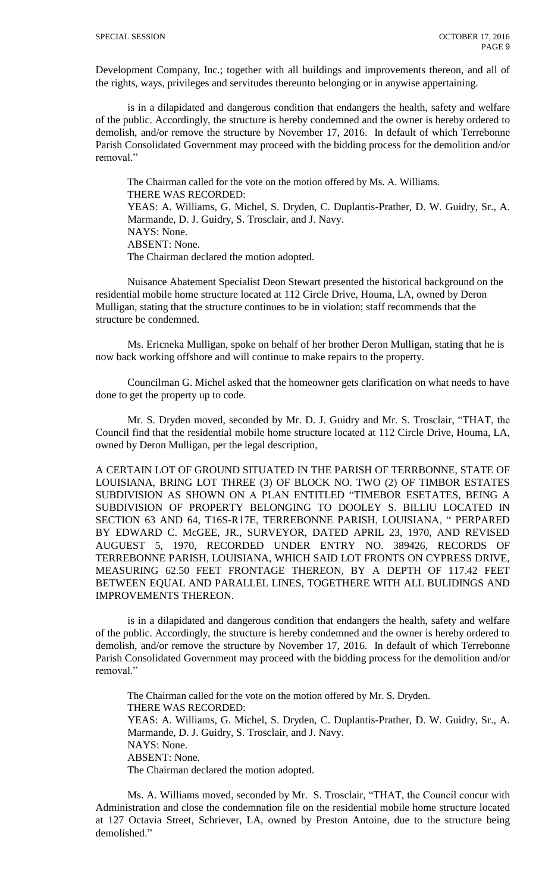Development Company, Inc.; together with all buildings and improvements thereon, and all of the rights, ways, privileges and servitudes thereunto belonging or in anywise appertaining.

is in a dilapidated and dangerous condition that endangers the health, safety and welfare of the public. Accordingly, the structure is hereby condemned and the owner is hereby ordered to demolish, and/or remove the structure by November 17, 2016. In default of which Terrebonne Parish Consolidated Government may proceed with the bidding process for the demolition and/or removal."

The Chairman called for the vote on the motion offered by Ms. A. Williams.
THERE WAS RECORDED:
YEAS: A. Williams, G. Michel, S. Dryden, C. Duplantis-Prather, D. W. Guidry, Sr., A. Marmande, D. J. Guidry, S. Trosclair, and J. Navy.
NAYS: None.
ABSENT: None.
The Chairman declared the motion adopted.

Nuisance Abatement Specialist Deon Stewart presented the historical background on the residential mobile home structure located at 112 Circle Drive, Houma, LA, owned by Deron Mulligan, stating that the structure continues to be in violation; staff recommends that the structure be condemned.

Ms. Ericneka Mulligan, spoke on behalf of her brother Deron Mulligan, stating that he is now back working offshore and will continue to make repairs to the property.

Councilman G. Michel asked that the homeowner gets clarification on what needs to have done to get the property up to code.

Mr. S. Dryden moved, seconded by Mr. D. J. Guidry and Mr. S. Trosclair, "THAT, the Council find that the residential mobile home structure located at 112 Circle Drive, Houma, LA, owned by Deron Mulligan, per the legal description,

A CERTAIN LOT OF GROUND SITUATED IN THE PARISH OF TERRBONNE, STATE OF LOUISIANA, BRING LOT THREE (3) OF BLOCK NO. TWO (2) OF TIMBOR ESTATES SUBDIVISION AS SHOWN ON A PLAN ENTITLED "TIMEBOR ESETATES, BEING A SUBDIVISION OF PROPERTY BELONGING TO DOOLEY S. BILLIU LOCATED IN SECTION 63 AND 64, T16S-R17E, TERREBONNE PARISH, LOUISIANA, " PERPARED BY EDWARD C. McGEE, JR., SURVEYOR, DATED APRIL 23, 1970, AND REVISED AUGUEST 5, 1970, RECORDED UNDER ENTRY NO. 389426, RECORDS OF TERREBONNE PARISH, LOUISIANA, WHICH SAID LOT FRONTS ON CYPRESS DRIVE, MEASURING 62.50 FEET FRONTAGE THEREON, BY A DEPTH OF 117.42 FEET BETWEEN EQUAL AND PARALLEL LINES, TOGETHERE WITH ALL BULIDINGS AND IMPROVEMENTS THEREON.

is in a dilapidated and dangerous condition that endangers the health, safety and welfare of the public. Accordingly, the structure is hereby condemned and the owner is hereby ordered to demolish, and/or remove the structure by November 17, 2016. In default of which Terrebonne Parish Consolidated Government may proceed with the bidding process for the demolition and/or removal."

The Chairman called for the vote on the motion offered by Mr. S. Dryden.
THERE WAS RECORDED:
YEAS: A. Williams, G. Michel, S. Dryden, C. Duplantis-Prather, D. W. Guidry, Sr., A. Marmande, D. J. Guidry, S. Trosclair, and J. Navy.
NAYS: None.
ABSENT: None.
The Chairman declared the motion adopted.

Ms. A. Williams moved, seconded by Mr. S. Trosclair, "THAT, the Council concur with Administration and close the condemnation file on the residential mobile home structure located at 127 Octavia Street, Schriever, LA, owned by Preston Antoine, due to the structure being demolished."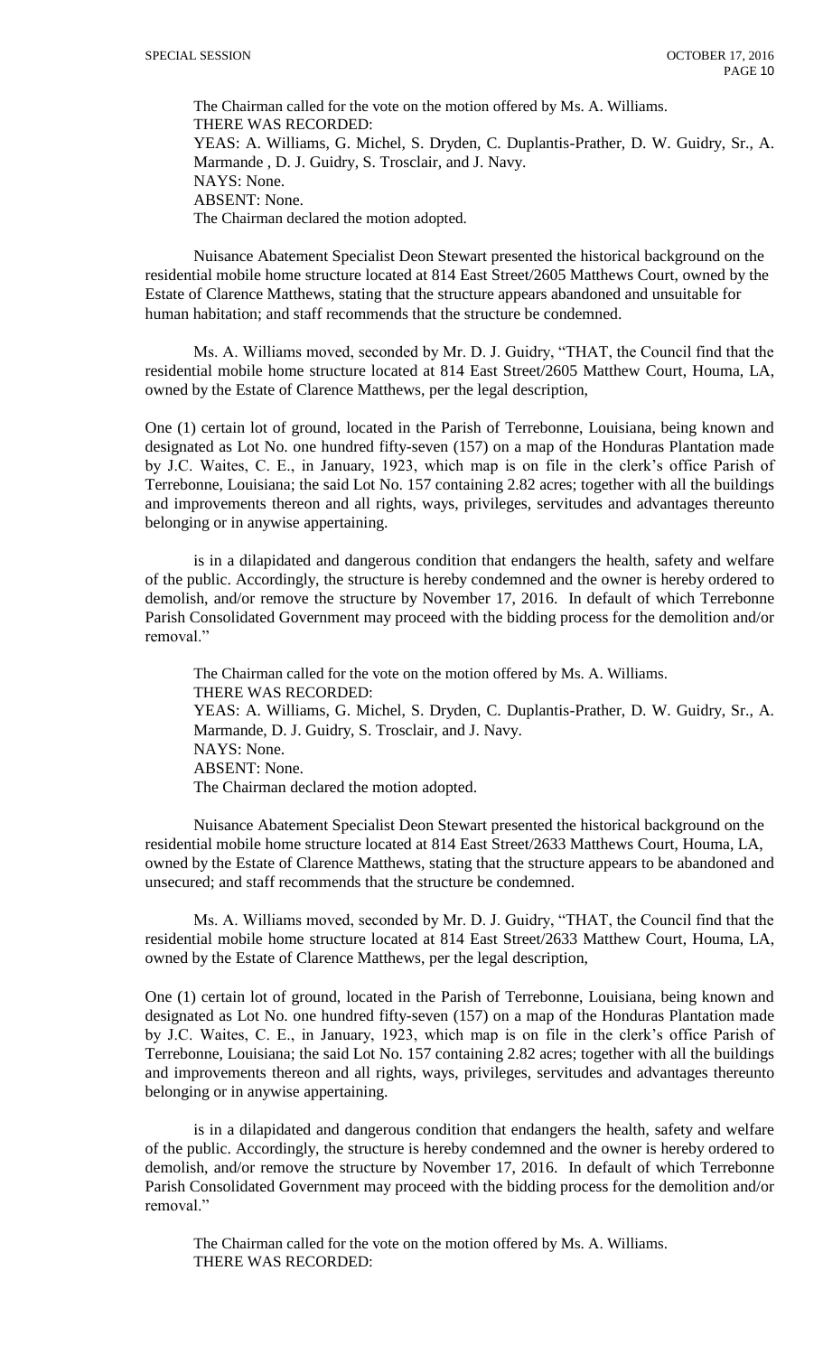The Chairman called for the vote on the motion offered by Ms. A. Williams.
THERE WAS RECORDED:
YEAS: A. Williams, G. Michel, S. Dryden, C. Duplantis-Prather, D. W. Guidry, Sr., A. Marmande , D. J. Guidry, S. Trosclair, and J. Navy.
NAYS: None.
ABSENT: None.
The Chairman declared the motion adopted.

Nuisance Abatement Specialist Deon Stewart presented the historical background on the residential mobile home structure located at 814 East Street/2605 Matthews Court, owned by the Estate of Clarence Matthews, stating that the structure appears abandoned and unsuitable for human habitation; and staff recommends that the structure be condemned.

Ms. A. Williams moved, seconded by Mr. D. J. Guidry, "THAT, the Council find that the residential mobile home structure located at 814 East Street/2605 Matthew Court, Houma, LA, owned by the Estate of Clarence Matthews, per the legal description,

One (1) certain lot of ground, located in the Parish of Terrebonne, Louisiana, being known and designated as Lot No. one hundred fifty-seven (157) on a map of the Honduras Plantation made by J.C. Waites, C. E., in January, 1923, which map is on file in the clerk's office Parish of Terrebonne, Louisiana; the said Lot No. 157 containing 2.82 acres; together with all the buildings and improvements thereon and all rights, ways, privileges, servitudes and advantages thereunto belonging or in anywise appertaining.

is in a dilapidated and dangerous condition that endangers the health, safety and welfare of the public. Accordingly, the structure is hereby condemned and the owner is hereby ordered to demolish, and/or remove the structure by November 17, 2016. In default of which Terrebonne Parish Consolidated Government may proceed with the bidding process for the demolition and/or removal."

The Chairman called for the vote on the motion offered by Ms. A. Williams.
THERE WAS RECORDED:
YEAS: A. Williams, G. Michel, S. Dryden, C. Duplantis-Prather, D. W. Guidry, Sr., A. Marmande, D. J. Guidry, S. Trosclair, and J. Navy.
NAYS: None.
ABSENT: None.
The Chairman declared the motion adopted.

Nuisance Abatement Specialist Deon Stewart presented the historical background on the residential mobile home structure located at 814 East Street/2633 Matthews Court, Houma, LA, owned by the Estate of Clarence Matthews, stating that the structure appears to be abandoned and unsecured; and staff recommends that the structure be condemned.

Ms. A. Williams moved, seconded by Mr. D. J. Guidry, "THAT, the Council find that the residential mobile home structure located at 814 East Street/2633 Matthew Court, Houma, LA, owned by the Estate of Clarence Matthews, per the legal description,

One (1) certain lot of ground, located in the Parish of Terrebonne, Louisiana, being known and designated as Lot No. one hundred fifty-seven (157) on a map of the Honduras Plantation made by J.C. Waites, C. E., in January, 1923, which map is on file in the clerk's office Parish of Terrebonne, Louisiana; the said Lot No. 157 containing 2.82 acres; together with all the buildings and improvements thereon and all rights, ways, privileges, servitudes and advantages thereunto belonging or in anywise appertaining.

is in a dilapidated and dangerous condition that endangers the health, safety and welfare of the public. Accordingly, the structure is hereby condemned and the owner is hereby ordered to demolish, and/or remove the structure by November 17, 2016. In default of which Terrebonne Parish Consolidated Government may proceed with the bidding process for the demolition and/or removal."

The Chairman called for the vote on the motion offered by Ms. A. Williams.
THERE WAS RECORDED: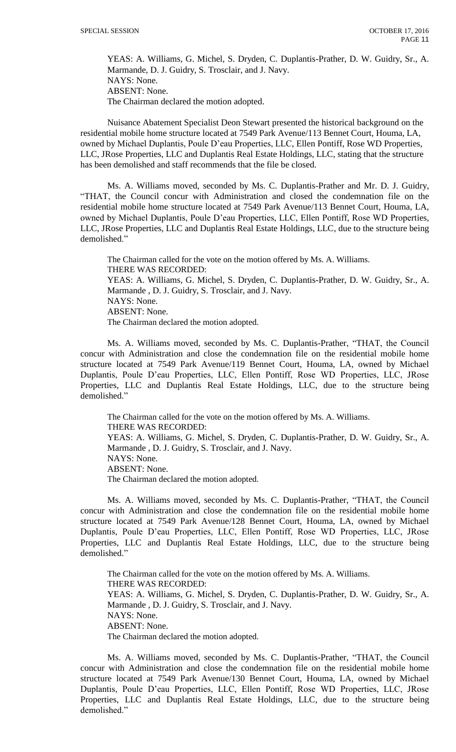YEAS: A. Williams, G. Michel, S. Dryden, C. Duplantis-Prather, D. W. Guidry, Sr., A. Marmande, D. J. Guidry, S. Trosclair, and J. Navy.
NAYS: None.
ABSENT: None.
The Chairman declared the motion adopted.

Nuisance Abatement Specialist Deon Stewart presented the historical background on the residential mobile home structure located at 7549 Park Avenue/113 Bennet Court, Houma, LA, owned by Michael Duplantis, Poule D'eau Properties, LLC, Ellen Pontiff, Rose WD Properties, LLC, JRose Properties, LLC and Duplantis Real Estate Holdings, LLC, stating that the structure has been demolished and staff recommends that the file be closed.

Ms. A. Williams moved, seconded by Ms. C. Duplantis-Prather and Mr. D. J. Guidry, "THAT, the Council concur with Administration and closed the condemnation file on the residential mobile home structure located at 7549 Park Avenue/113 Bennet Court, Houma, LA, owned by Michael Duplantis, Poule D'eau Properties, LLC, Ellen Pontiff, Rose WD Properties, LLC, JRose Properties, LLC and Duplantis Real Estate Holdings, LLC, due to the structure being demolished."

The Chairman called for the vote on the motion offered by Ms. A. Williams.
THERE WAS RECORDED:
YEAS: A. Williams, G. Michel, S. Dryden, C. Duplantis-Prather, D. W. Guidry, Sr., A. Marmande , D. J. Guidry, S. Trosclair, and J. Navy.
NAYS: None.
ABSENT: None.
The Chairman declared the motion adopted.

Ms. A. Williams moved, seconded by Ms. C. Duplantis-Prather, "THAT, the Council concur with Administration and close the condemnation file on the residential mobile home structure located at 7549 Park Avenue/119 Bennet Court, Houma, LA, owned by Michael Duplantis, Poule D'eau Properties, LLC, Ellen Pontiff, Rose WD Properties, LLC, JRose Properties, LLC and Duplantis Real Estate Holdings, LLC, due to the structure being demolished."

The Chairman called for the vote on the motion offered by Ms. A. Williams.
THERE WAS RECORDED:
YEAS: A. Williams, G. Michel, S. Dryden, C. Duplantis-Prather, D. W. Guidry, Sr., A. Marmande , D. J. Guidry, S. Trosclair, and J. Navy.
NAYS: None.
ABSENT: None.
The Chairman declared the motion adopted.

Ms. A. Williams moved, seconded by Ms. C. Duplantis-Prather, "THAT, the Council concur with Administration and close the condemnation file on the residential mobile home structure located at 7549 Park Avenue/128 Bennet Court, Houma, LA, owned by Michael Duplantis, Poule D'eau Properties, LLC, Ellen Pontiff, Rose WD Properties, LLC, JRose Properties, LLC and Duplantis Real Estate Holdings, LLC, due to the structure being demolished."

The Chairman called for the vote on the motion offered by Ms. A. Williams.
THERE WAS RECORDED:
YEAS: A. Williams, G. Michel, S. Dryden, C. Duplantis-Prather, D. W. Guidry, Sr., A. Marmande , D. J. Guidry, S. Trosclair, and J. Navy.
NAYS: None.
ABSENT: None.
The Chairman declared the motion adopted.

Ms. A. Williams moved, seconded by Ms. C. Duplantis-Prather, "THAT, the Council concur with Administration and close the condemnation file on the residential mobile home structure located at 7549 Park Avenue/130 Bennet Court, Houma, LA, owned by Michael Duplantis, Poule D'eau Properties, LLC, Ellen Pontiff, Rose WD Properties, LLC, JRose Properties, LLC and Duplantis Real Estate Holdings, LLC, due to the structure being demolished."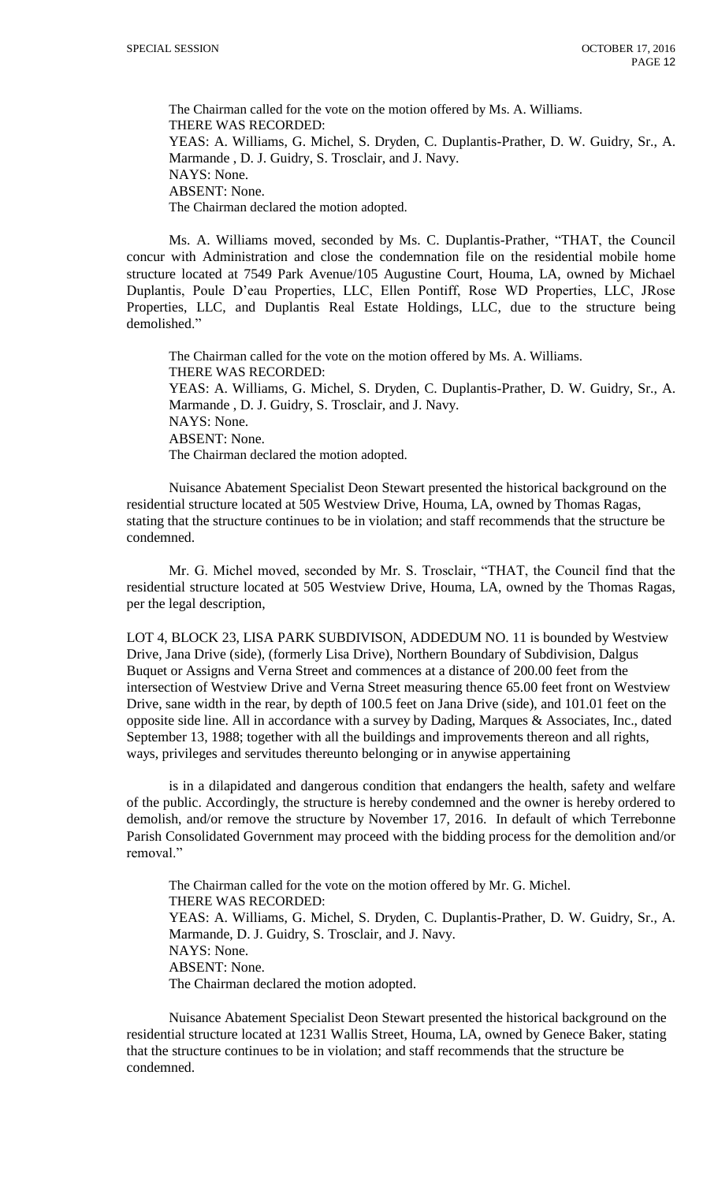The Chairman called for the vote on the motion offered by Ms. A. Williams.
THERE WAS RECORDED:
YEAS: A. Williams, G. Michel, S. Dryden, C. Duplantis-Prather, D. W. Guidry, Sr., A. Marmande , D. J. Guidry, S. Trosclair, and J. Navy.
NAYS: None.
ABSENT: None.
The Chairman declared the motion adopted.

Ms. A. Williams moved, seconded by Ms. C. Duplantis-Prather, "THAT, the Council concur with Administration and close the condemnation file on the residential mobile home structure located at 7549 Park Avenue/105 Augustine Court, Houma, LA, owned by Michael Duplantis, Poule D'eau Properties, LLC, Ellen Pontiff, Rose WD Properties, LLC, JRose Properties, LLC, and Duplantis Real Estate Holdings, LLC, due to the structure being demolished."

The Chairman called for the vote on the motion offered by Ms. A. Williams.
THERE WAS RECORDED:
YEAS: A. Williams, G. Michel, S. Dryden, C. Duplantis-Prather, D. W. Guidry, Sr., A. Marmande , D. J. Guidry, S. Trosclair, and J. Navy.
NAYS: None.
ABSENT: None.
The Chairman declared the motion adopted.

Nuisance Abatement Specialist Deon Stewart presented the historical background on the residential structure located at 505 Westview Drive, Houma, LA, owned by Thomas Ragas, stating that the structure continues to be in violation; and staff recommends that the structure be condemned.

Mr. G. Michel moved, seconded by Mr. S. Trosclair, "THAT, the Council find that the residential structure located at 505 Westview Drive, Houma, LA, owned by the Thomas Ragas, per the legal description,

LOT 4, BLOCK 23, LISA PARK SUBDIVISON, ADDEDUM NO. 11 is bounded by Westview Drive, Jana Drive (side), (formerly Lisa Drive), Northern Boundary of Subdivision, Dalgus Buquet or Assigns and Verna Street and commences at a distance of 200.00 feet from the intersection of Westview Drive and Verna Street measuring thence 65.00 feet front on Westview Drive, sane width in the rear, by depth of 100.5 feet on Jana Drive (side), and 101.01 feet on the opposite side line. All in accordance with a survey by Dading, Marques & Associates, Inc., dated September 13, 1988; together with all the buildings and improvements thereon and all rights, ways, privileges and servitudes thereunto belonging or in anywise appertaining

is in a dilapidated and dangerous condition that endangers the health, safety and welfare of the public. Accordingly, the structure is hereby condemned and the owner is hereby ordered to demolish, and/or remove the structure by November 17, 2016. In default of which Terrebonne Parish Consolidated Government may proceed with the bidding process for the demolition and/or removal."

The Chairman called for the vote on the motion offered by Mr. G. Michel.
THERE WAS RECORDED:
YEAS: A. Williams, G. Michel, S. Dryden, C. Duplantis-Prather, D. W. Guidry, Sr., A. Marmande, D. J. Guidry, S. Trosclair, and J. Navy.
NAYS: None.
ABSENT: None.
The Chairman declared the motion adopted.

Nuisance Abatement Specialist Deon Stewart presented the historical background on the residential structure located at 1231 Wallis Street, Houma, LA, owned by Genece Baker, stating that the structure continues to be in violation; and staff recommends that the structure be condemned.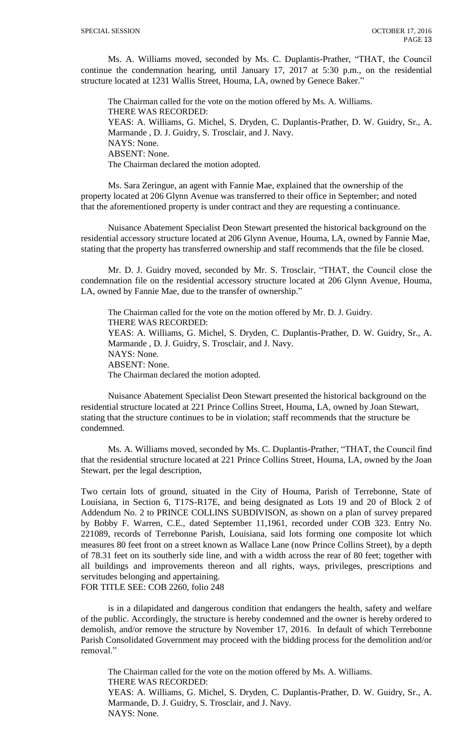Ms. A. Williams moved, seconded by Ms. C. Duplantis-Prather, "THAT, the Council continue the condemnation hearing, until January 17, 2017 at 5:30 p.m., on the residential structure located at 1231 Wallis Street, Houma, LA, owned by Genece Baker."

The Chairman called for the vote on the motion offered by Ms. A. Williams.
THERE WAS RECORDED:
YEAS: A. Williams, G. Michel, S. Dryden, C. Duplantis-Prather, D. W. Guidry, Sr., A. Marmande , D. J. Guidry, S. Trosclair, and J. Navy.
NAYS: None.
ABSENT: None.
The Chairman declared the motion adopted.

Ms. Sara Zeringue, an agent with Fannie Mae, explained that the ownership of the property located at 206 Glynn Avenue was transferred to their office in September; and noted that the aforementioned property is under contract and they are requesting a continuance.

Nuisance Abatement Specialist Deon Stewart presented the historical background on the residential accessory structure located at 206 Glynn Avenue, Houma, LA, owned by Fannie Mae, stating that the property has transferred ownership and staff recommends that the file be closed.

Mr. D. J. Guidry moved, seconded by Mr. S. Trosclair, "THAT, the Council close the condemnation file on the residential accessory structure located at 206 Glynn Avenue, Houma, LA, owned by Fannie Mae, due to the transfer of ownership."

The Chairman called for the vote on the motion offered by Mr. D. J. Guidry.
THERE WAS RECORDED:
YEAS: A. Williams, G. Michel, S. Dryden, C. Duplantis-Prather, D. W. Guidry, Sr., A. Marmande , D. J. Guidry, S. Trosclair, and J. Navy.
NAYS: None.
ABSENT: None.
The Chairman declared the motion adopted.

Nuisance Abatement Specialist Deon Stewart presented the historical background on the residential structure located at 221 Prince Collins Street, Houma, LA, owned by Joan Stewart, stating that the structure continues to be in violation; staff recommends that the structure be condemned.

Ms. A. Williams moved, seconded by Ms. C. Duplantis-Prather, "THAT, the Council find that the residential structure located at 221 Prince Collins Street, Houma, LA, owned by the Joan Stewart, per the legal description,

Two certain lots of ground, situated in the City of Houma, Parish of Terrebonne, State of Louisiana, in Section 6, T17S-R17E, and being designated as Lots 19 and 20 of Block 2 of Addendum No. 2 to PRINCE COLLINS SUBDIVISON, as shown on a plan of survey prepared by Bobby F. Warren, C.E., dated September 11,1961, recorded under COB 323. Entry No. 221089, records of Terrebonne Parish, Louisiana, said lots forming one composite lot which measures 80 feet front on a street known as Wallace Lane (now Prince Collins Street), by a depth of 78.31 feet on its southerly side line, and with a width across the rear of 80 feet; together with all buildings and improvements thereon and all rights, ways, privileges, prescriptions and servitudes belonging and appertaining.
FOR TITLE SEE: COB 2260, folio 248

is in a dilapidated and dangerous condition that endangers the health, safety and welfare of the public. Accordingly, the structure is hereby condemned and the owner is hereby ordered to demolish, and/or remove the structure by November 17, 2016. In default of which Terrebonne Parish Consolidated Government may proceed with the bidding process for the demolition and/or removal."

The Chairman called for the vote on the motion offered by Ms. A. Williams.
THERE WAS RECORDED:
YEAS: A. Williams, G. Michel, S. Dryden, C. Duplantis-Prather, D. W. Guidry, Sr., A. Marmande, D. J. Guidry, S. Trosclair, and J. Navy.
NAYS: None.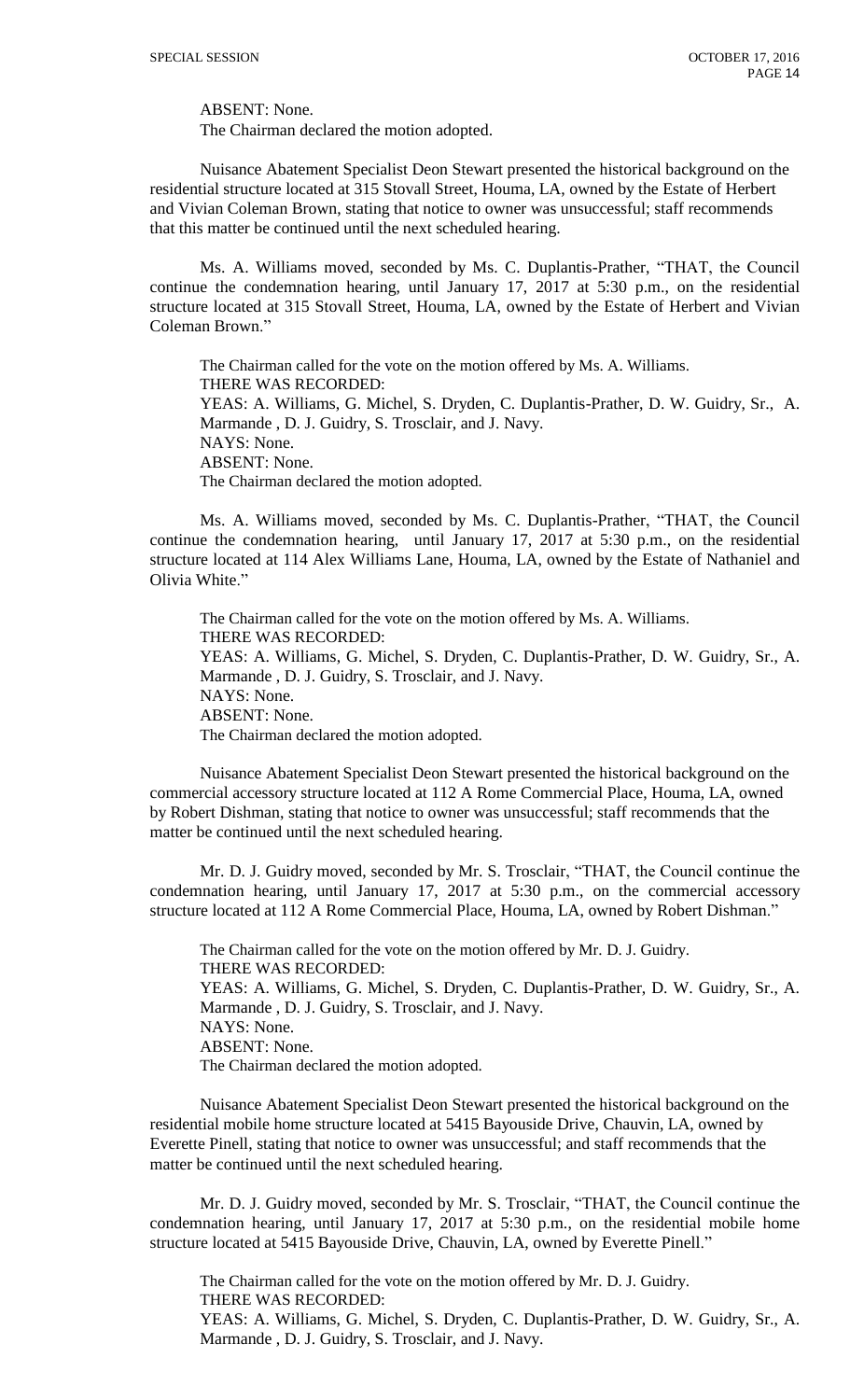ABSENT: None.
The Chairman declared the motion adopted.

Nuisance Abatement Specialist Deon Stewart presented the historical background on the residential structure located at 315 Stovall Street, Houma, LA, owned by the Estate of Herbert and Vivian Coleman Brown, stating that notice to owner was unsuccessful; staff recommends that this matter be continued until the next scheduled hearing.

Ms. A. Williams moved, seconded by Ms. C. Duplantis-Prather, "THAT, the Council continue the condemnation hearing, until January 17, 2017 at 5:30 p.m., on the residential structure located at 315 Stovall Street, Houma, LA, owned by the Estate of Herbert and Vivian Coleman Brown."

The Chairman called for the vote on the motion offered by Ms. A. Williams.
THERE WAS RECORDED:
YEAS: A. Williams, G. Michel, S. Dryden, C. Duplantis-Prather, D. W. Guidry, Sr., A. Marmande , D. J. Guidry, S. Trosclair, and J. Navy.
NAYS: None.
ABSENT: None.
The Chairman declared the motion adopted.

Ms. A. Williams moved, seconded by Ms. C. Duplantis-Prather, "THAT, the Council continue the condemnation hearing, until January 17, 2017 at 5:30 p.m., on the residential structure located at 114 Alex Williams Lane, Houma, LA, owned by the Estate of Nathaniel and Olivia White."

The Chairman called for the vote on the motion offered by Ms. A. Williams.
THERE WAS RECORDED:
YEAS: A. Williams, G. Michel, S. Dryden, C. Duplantis-Prather, D. W. Guidry, Sr., A. Marmande , D. J. Guidry, S. Trosclair, and J. Navy.
NAYS: None.
ABSENT: None.
The Chairman declared the motion adopted.

Nuisance Abatement Specialist Deon Stewart presented the historical background on the commercial accessory structure located at 112 A Rome Commercial Place, Houma, LA, owned by Robert Dishman, stating that notice to owner was unsuccessful; staff recommends that the matter be continued until the next scheduled hearing.

Mr. D. J. Guidry moved, seconded by Mr. S. Trosclair, "THAT, the Council continue the condemnation hearing, until January 17, 2017 at 5:30 p.m., on the commercial accessory structure located at 112 A Rome Commercial Place, Houma, LA, owned by Robert Dishman."

The Chairman called for the vote on the motion offered by Mr. D. J. Guidry.
THERE WAS RECORDED:
YEAS: A. Williams, G. Michel, S. Dryden, C. Duplantis-Prather, D. W. Guidry, Sr., A. Marmande , D. J. Guidry, S. Trosclair, and J. Navy.
NAYS: None.
ABSENT: None.
The Chairman declared the motion adopted.

Nuisance Abatement Specialist Deon Stewart presented the historical background on the residential mobile home structure located at 5415 Bayouside Drive, Chauvin, LA, owned by Everette Pinell, stating that notice to owner was unsuccessful; and staff recommends that the matter be continued until the next scheduled hearing.

Mr. D. J. Guidry moved, seconded by Mr. S. Trosclair, "THAT, the Council continue the condemnation hearing, until January 17, 2017 at 5:30 p.m., on the residential mobile home structure located at 5415 Bayouside Drive, Chauvin, LA, owned by Everette Pinell."

The Chairman called for the vote on the motion offered by Mr. D. J. Guidry.
THERE WAS RECORDED:
YEAS: A. Williams, G. Michel, S. Dryden, C. Duplantis-Prather, D. W. Guidry, Sr., A. Marmande , D. J. Guidry, S. Trosclair, and J. Navy.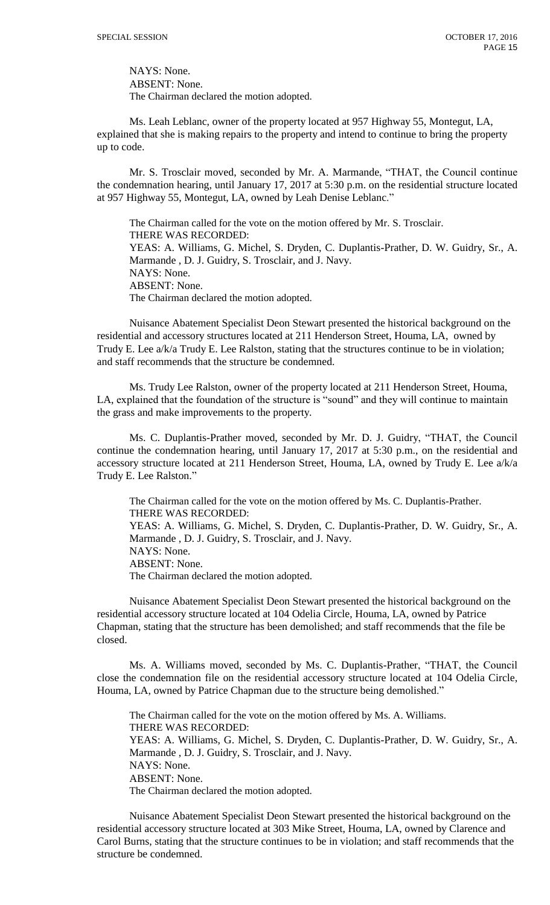NAYS: None.
ABSENT: None.
The Chairman declared the motion adopted.

Ms. Leah Leblanc, owner of the property located at 957 Highway 55, Montegut, LA, explained that she is making repairs to the property and intend to continue to bring the property up to code.

Mr. S. Trosclair moved, seconded by Mr. A. Marmande, "THAT, the Council continue the condemnation hearing, until January 17, 2017 at 5:30 p.m. on the residential structure located at 957 Highway 55, Montegut, LA, owned by Leah Denise Leblanc."

The Chairman called for the vote on the motion offered by Mr. S. Trosclair.
THERE WAS RECORDED:
YEAS: A. Williams, G. Michel, S. Dryden, C. Duplantis-Prather, D. W. Guidry, Sr., A. Marmande , D. J. Guidry, S. Trosclair, and J. Navy.
NAYS: None.
ABSENT: None.
The Chairman declared the motion adopted.

Nuisance Abatement Specialist Deon Stewart presented the historical background on the residential and accessory structures located at 211 Henderson Street, Houma, LA, owned by Trudy E. Lee a/k/a Trudy E. Lee Ralston, stating that the structures continue to be in violation; and staff recommends that the structure be condemned.

Ms. Trudy Lee Ralston, owner of the property located at 211 Henderson Street, Houma, LA, explained that the foundation of the structure is "sound" and they will continue to maintain the grass and make improvements to the property.

Ms. C. Duplantis-Prather moved, seconded by Mr. D. J. Guidry, "THAT, the Council continue the condemnation hearing, until January 17, 2017 at 5:30 p.m., on the residential and accessory structure located at 211 Henderson Street, Houma, LA, owned by Trudy E. Lee a/k/a Trudy E. Lee Ralston."

The Chairman called for the vote on the motion offered by Ms. C. Duplantis-Prather.
THERE WAS RECORDED:
YEAS: A. Williams, G. Michel, S. Dryden, C. Duplantis-Prather, D. W. Guidry, Sr., A. Marmande , D. J. Guidry, S. Trosclair, and J. Navy.
NAYS: None.
ABSENT: None.
The Chairman declared the motion adopted.

Nuisance Abatement Specialist Deon Stewart presented the historical background on the residential accessory structure located at 104 Odelia Circle, Houma, LA, owned by Patrice Chapman, stating that the structure has been demolished; and staff recommends that the file be closed.

Ms. A. Williams moved, seconded by Ms. C. Duplantis-Prather, "THAT, the Council close the condemnation file on the residential accessory structure located at 104 Odelia Circle, Houma, LA, owned by Patrice Chapman due to the structure being demolished."

The Chairman called for the vote on the motion offered by Ms. A. Williams.
THERE WAS RECORDED:
YEAS: A. Williams, G. Michel, S. Dryden, C. Duplantis-Prather, D. W. Guidry, Sr., A. Marmande , D. J. Guidry, S. Trosclair, and J. Navy.
NAYS: None.
ABSENT: None.
The Chairman declared the motion adopted.

Nuisance Abatement Specialist Deon Stewart presented the historical background on the residential accessory structure located at 303 Mike Street, Houma, LA, owned by Clarence and Carol Burns, stating that the structure continues to be in violation; and staff recommends that the structure be condemned.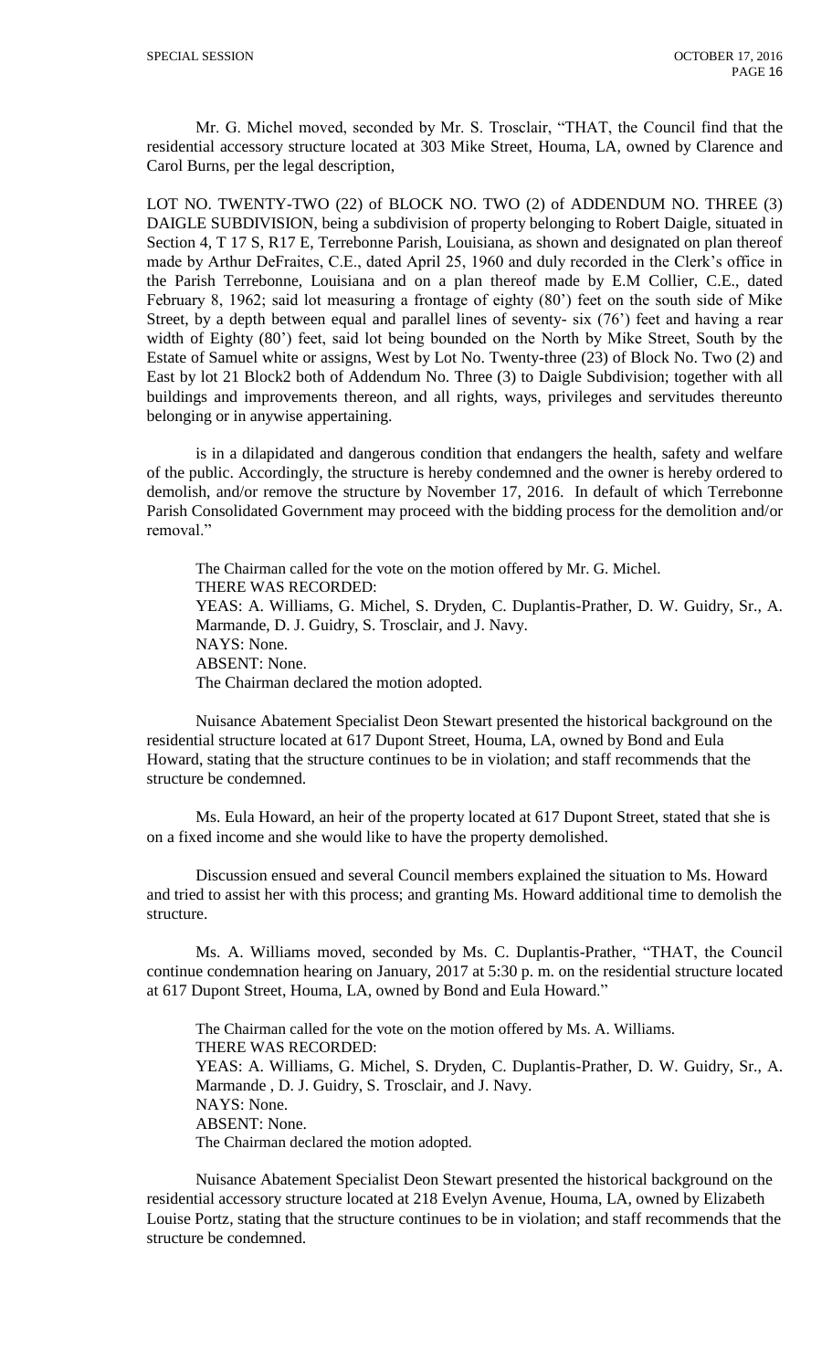Mr. G. Michel moved, seconded by Mr. S. Trosclair, "THAT, the Council find that the residential accessory structure located at 303 Mike Street, Houma, LA, owned by Clarence and Carol Burns, per the legal description,

LOT NO. TWENTY-TWO (22) of BLOCK NO. TWO (2) of ADDENDUM NO. THREE (3) DAIGLE SUBDIVISION, being a subdivision of property belonging to Robert Daigle, situated in Section 4, T 17 S, R17 E, Terrebonne Parish, Louisiana, as shown and designated on plan thereof made by Arthur DeFraites, C.E., dated April 25, 1960 and duly recorded in the Clerk's office in the Parish Terrebonne, Louisiana and on a plan thereof made by E.M Collier, C.E., dated February 8, 1962; said lot measuring a frontage of eighty (80') feet on the south side of Mike Street, by a depth between equal and parallel lines of seventy- six (76') feet and having a rear width of Eighty (80') feet, said lot being bounded on the North by Mike Street, South by the Estate of Samuel white or assigns, West by Lot No. Twenty-three (23) of Block No. Two (2) and East by lot 21 Block2 both of Addendum No. Three (3) to Daigle Subdivision; together with all buildings and improvements thereon, and all rights, ways, privileges and servitudes thereunto belonging or in anywise appertaining.

is in a dilapidated and dangerous condition that endangers the health, safety and welfare of the public. Accordingly, the structure is hereby condemned and the owner is hereby ordered to demolish, and/or remove the structure by November 17, 2016. In default of which Terrebonne Parish Consolidated Government may proceed with the bidding process for the demolition and/or removal."

The Chairman called for the vote on the motion offered by Mr. G. Michel.
THERE WAS RECORDED:
YEAS: A. Williams, G. Michel, S. Dryden, C. Duplantis-Prather, D. W. Guidry, Sr., A. Marmande, D. J. Guidry, S. Trosclair, and J. Navy.
NAYS: None.
ABSENT: None.
The Chairman declared the motion adopted.

Nuisance Abatement Specialist Deon Stewart presented the historical background on the residential structure located at 617 Dupont Street, Houma, LA, owned by Bond and Eula Howard, stating that the structure continues to be in violation; and staff recommends that the structure be condemned.

Ms. Eula Howard, an heir of the property located at 617 Dupont Street, stated that she is on a fixed income and she would like to have the property demolished.

Discussion ensued and several Council members explained the situation to Ms. Howard and tried to assist her with this process; and granting Ms. Howard additional time to demolish the structure.

Ms. A. Williams moved, seconded by Ms. C. Duplantis-Prather, "THAT, the Council continue condemnation hearing on January, 2017 at 5:30 p. m. on the residential structure located at 617 Dupont Street, Houma, LA, owned by Bond and Eula Howard."

The Chairman called for the vote on the motion offered by Ms. A. Williams.
THERE WAS RECORDED:
YEAS: A. Williams, G. Michel, S. Dryden, C. Duplantis-Prather, D. W. Guidry, Sr., A. Marmande , D. J. Guidry, S. Trosclair, and J. Navy.
NAYS: None.
ABSENT: None.
The Chairman declared the motion adopted.

Nuisance Abatement Specialist Deon Stewart presented the historical background on the residential accessory structure located at 218 Evelyn Avenue, Houma, LA, owned by Elizabeth Louise Portz, stating that the structure continues to be in violation; and staff recommends that the structure be condemned.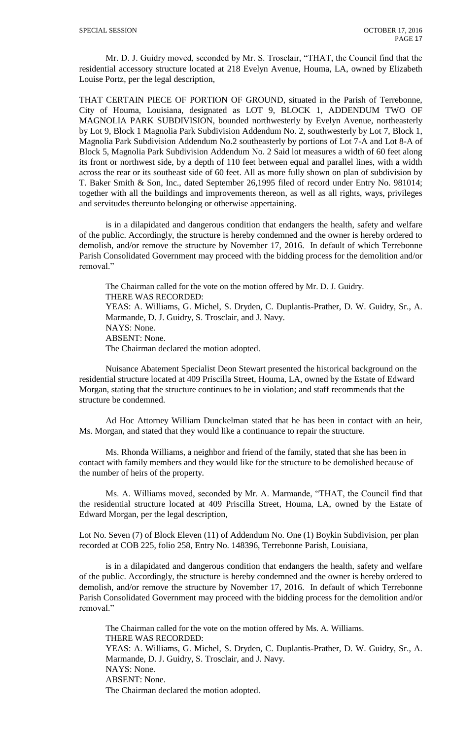Mr. D. J. Guidry moved, seconded by Mr. S. Trosclair, "THAT, the Council find that the residential accessory structure located at 218 Evelyn Avenue, Houma, LA, owned by Elizabeth Louise Portz, per the legal description,

THAT CERTAIN PIECE OF PORTION OF GROUND, situated in the Parish of Terrebonne, City of Houma, Louisiana, designated as LOT 9, BLOCK 1, ADDENDUM TWO OF MAGNOLIA PARK SUBDIVISION, bounded northwesterly by Evelyn Avenue, northeasterly by Lot 9, Block 1 Magnolia Park Subdivision Addendum No. 2, southwesterly by Lot 7, Block 1, Magnolia Park Subdivision Addendum No.2 southeasterly by portions of Lot 7-A and Lot 8-A of Block 5, Magnolia Park Subdivision Addendum No. 2 Said lot measures a width of 60 feet along its front or northwest side, by a depth of 110 feet between equal and parallel lines, with a width across the rear or its southeast side of 60 feet. All as more fully shown on plan of subdivision by T. Baker Smith & Son, Inc., dated September 26,1995 filed of record under Entry No. 981014; together with all the buildings and improvements thereon, as well as all rights, ways, privileges and servitudes thereunto belonging or otherwise appertaining.

is in a dilapidated and dangerous condition that endangers the health, safety and welfare of the public. Accordingly, the structure is hereby condemned and the owner is hereby ordered to demolish, and/or remove the structure by November 17, 2016. In default of which Terrebonne Parish Consolidated Government may proceed with the bidding process for the demolition and/or removal."

The Chairman called for the vote on the motion offered by Mr. D. J. Guidry.
THERE WAS RECORDED:
YEAS: A. Williams, G. Michel, S. Dryden, C. Duplantis-Prather, D. W. Guidry, Sr., A. Marmande, D. J. Guidry, S. Trosclair, and J. Navy.
NAYS: None.
ABSENT: None.
The Chairman declared the motion adopted.

Nuisance Abatement Specialist Deon Stewart presented the historical background on the residential structure located at 409 Priscilla Street, Houma, LA, owned by the Estate of Edward Morgan, stating that the structure continues to be in violation; and staff recommends that the structure be condemned.

Ad Hoc Attorney William Dunckelman stated that he has been in contact with an heir, Ms. Morgan, and stated that they would like a continuance to repair the structure.

Ms. Rhonda Williams, a neighbor and friend of the family, stated that she has been in contact with family members and they would like for the structure to be demolished because of the number of heirs of the property.

Ms. A. Williams moved, seconded by Mr. A. Marmande, "THAT, the Council find that the residential structure located at 409 Priscilla Street, Houma, LA, owned by the Estate of Edward Morgan, per the legal description,

Lot No. Seven (7) of Block Eleven (11) of Addendum No. One (1) Boykin Subdivision, per plan recorded at COB 225, folio 258, Entry No. 148396, Terrebonne Parish, Louisiana,

is in a dilapidated and dangerous condition that endangers the health, safety and welfare of the public. Accordingly, the structure is hereby condemned and the owner is hereby ordered to demolish, and/or remove the structure by November 17, 2016. In default of which Terrebonne Parish Consolidated Government may proceed with the bidding process for the demolition and/or removal."

The Chairman called for the vote on the motion offered by Ms. A. Williams.
THERE WAS RECORDED:
YEAS: A. Williams, G. Michel, S. Dryden, C. Duplantis-Prather, D. W. Guidry, Sr., A. Marmande, D. J. Guidry, S. Trosclair, and J. Navy.
NAYS: None.
ABSENT: None.
The Chairman declared the motion adopted.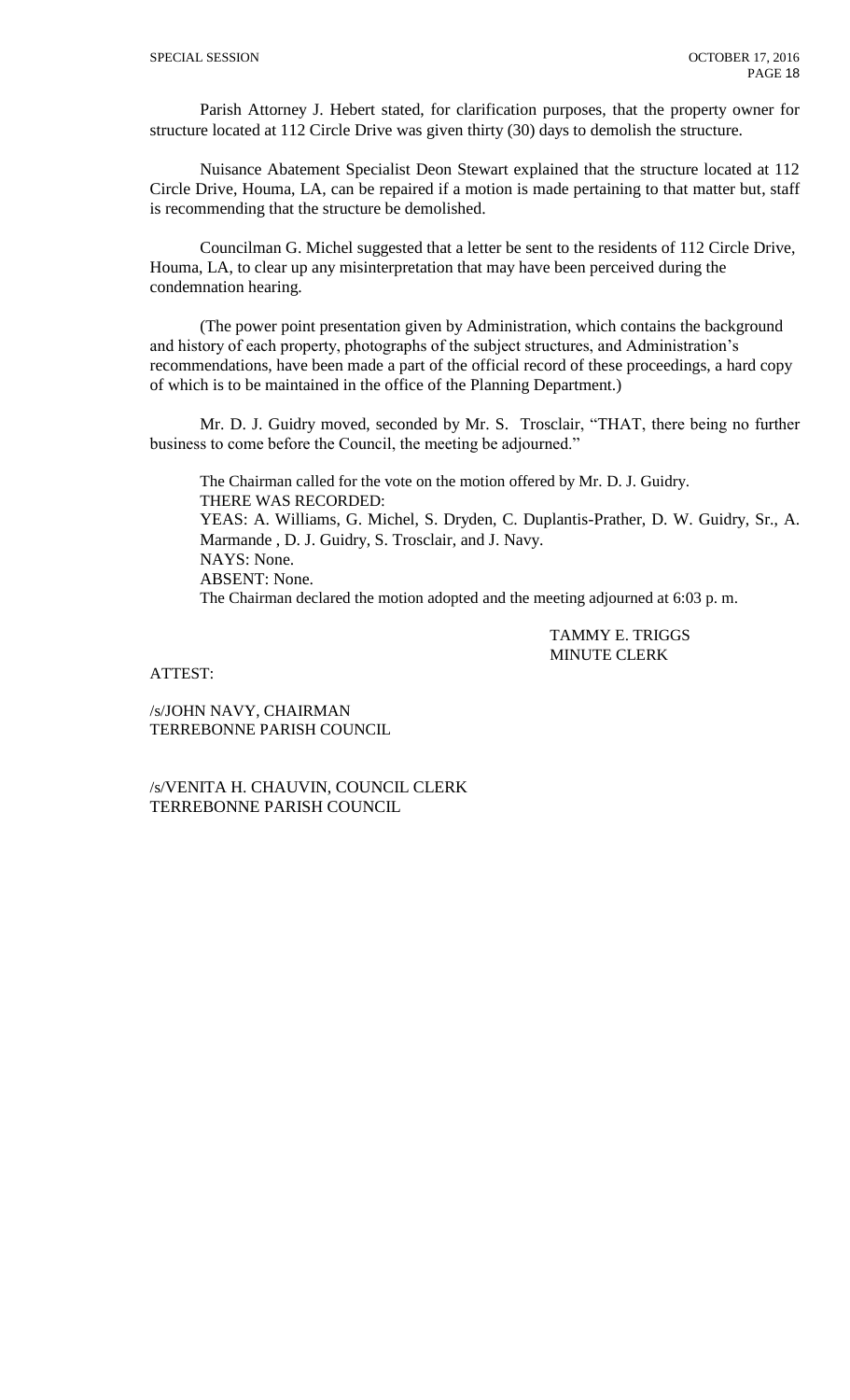Parish Attorney J. Hebert stated, for clarification purposes, that the property owner for structure located at 112 Circle Drive was given thirty (30) days to demolish the structure.

Nuisance Abatement Specialist Deon Stewart explained that the structure located at 112 Circle Drive, Houma, LA, can be repaired if a motion is made pertaining to that matter but, staff is recommending that the structure be demolished.

Councilman G. Michel suggested that a letter be sent to the residents of 112 Circle Drive, Houma, LA, to clear up any misinterpretation that may have been perceived during the condemnation hearing.

(The power point presentation given by Administration, which contains the background and history of each property, photographs of the subject structures, and Administration's recommendations, have been made a part of the official record of these proceedings, a hard copy of which is to be maintained in the office of the Planning Department.)

Mr. D. J. Guidry moved, seconded by Mr. S. Trosclair, "THAT, there being no further business to come before the Council, the meeting be adjourned."

The Chairman called for the vote on the motion offered by Mr. D. J. Guidry.
THERE WAS RECORDED:
YEAS: A. Williams, G. Michel, S. Dryden, C. Duplantis-Prather, D. W. Guidry, Sr., A. Marmande , D. J. Guidry, S. Trosclair, and J. Navy.
NAYS: None.
ABSENT: None.
The Chairman declared the motion adopted and the meeting adjourned at 6:03 p. m.

TAMMY E. TRIGGS
MINUTE CLERK

ATTEST:

/s/JOHN NAVY, CHAIRMAN
TERREBONNE PARISH COUNCIL

/s/VENITA H. CHAUVIN, COUNCIL CLERK
TERREBONNE PARISH COUNCIL